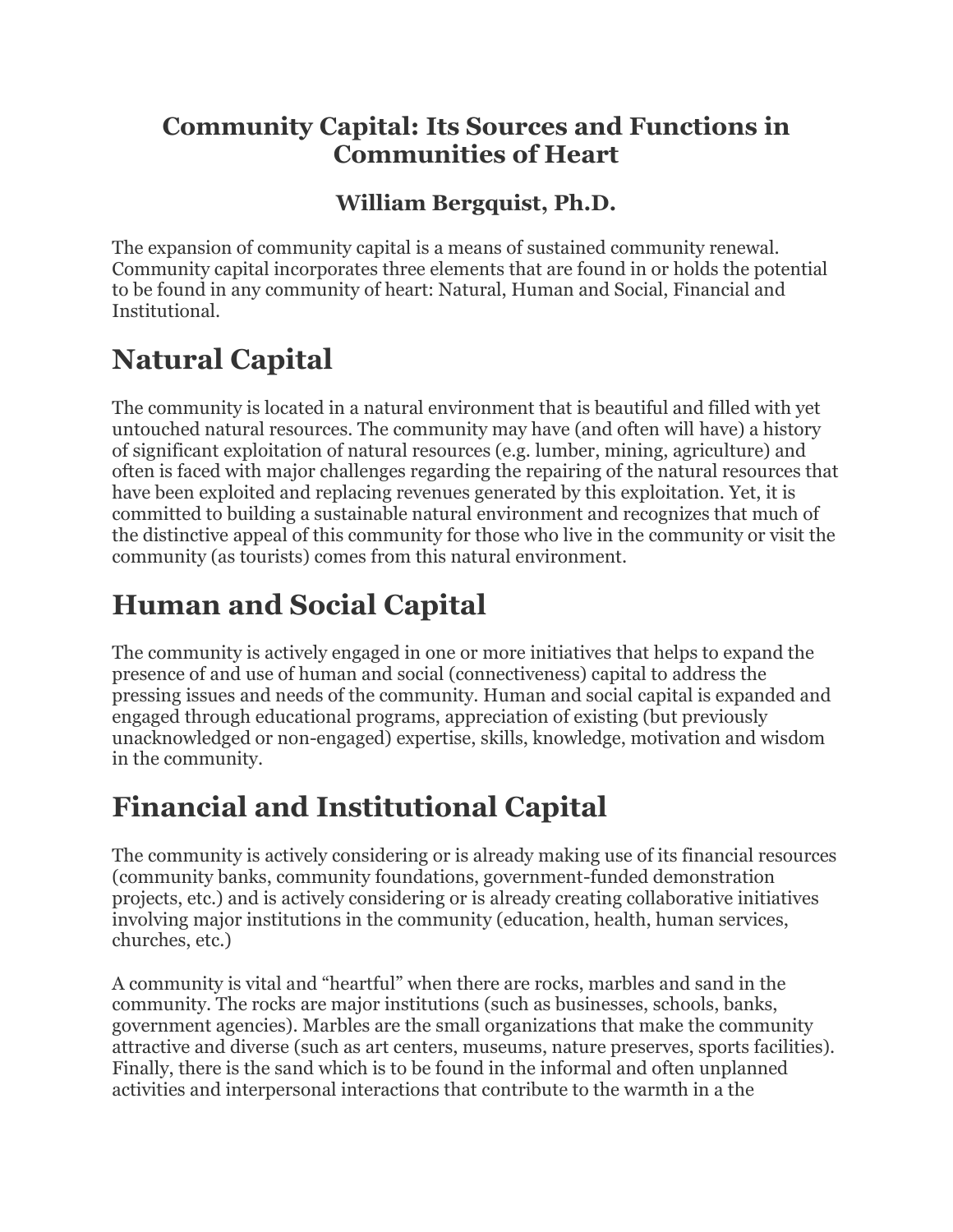# Community Capital: Its Sources and Functions in Communities of Heart

### William Bergquist, Ph.D.

The expansion of community capital is a means of sustained community renewal. Community capital incorporates three elements that are found in or holds the potential to be found in any community of heart: Natural, Human and Social, Financial and Institutional.

## Natural Capital

The community is located in a natural environment that is beautiful and filled with yet untouched natural resources. The community may have (and often will have) a history of significant exploitation of natural resources (e.g. lumber, mining, agriculture) and often is faced with major challenges regarding the repairing of the natural resources that have been exploited and replacing revenues generated by this exploitation. Yet, it is committed to building a sustainable natural environment and recognizes that much of the distinctive appeal of this community for those who live in the community or visit the community (as tourists) comes from this natural environment.

## Human and Social Capital

The community is actively engaged in one or more initiatives that helps to expand the presence of and use of human and social (connectiveness) capital to address the pressing issues and needs of the community. Human and social capital is expanded and engaged through educational programs, appreciation of existing (but previously unacknowledged or non-engaged) expertise, skills, knowledge, motivation and wisdom in the community.

## Financial and Institutional Capital

The community is actively considering or is already making use of its financial resources (community banks, community foundations, government-funded demonstration projects, etc.) and is actively considering or is already creating collaborative initiatives involving major institutions in the community (education, health, human services, churches, etc.)

A community is vital and "heartful" when there are rocks, marbles and sand in the community. The rocks are major institutions (such as businesses, schools, banks, government agencies). Marbles are the small organizations that make the community attractive and diverse (such as art centers, museums, nature preserves, sports facilities). Finally, there is the sand which is to be found in the informal and often unplanned activities and interpersonal interactions that contribute to the warmth in a the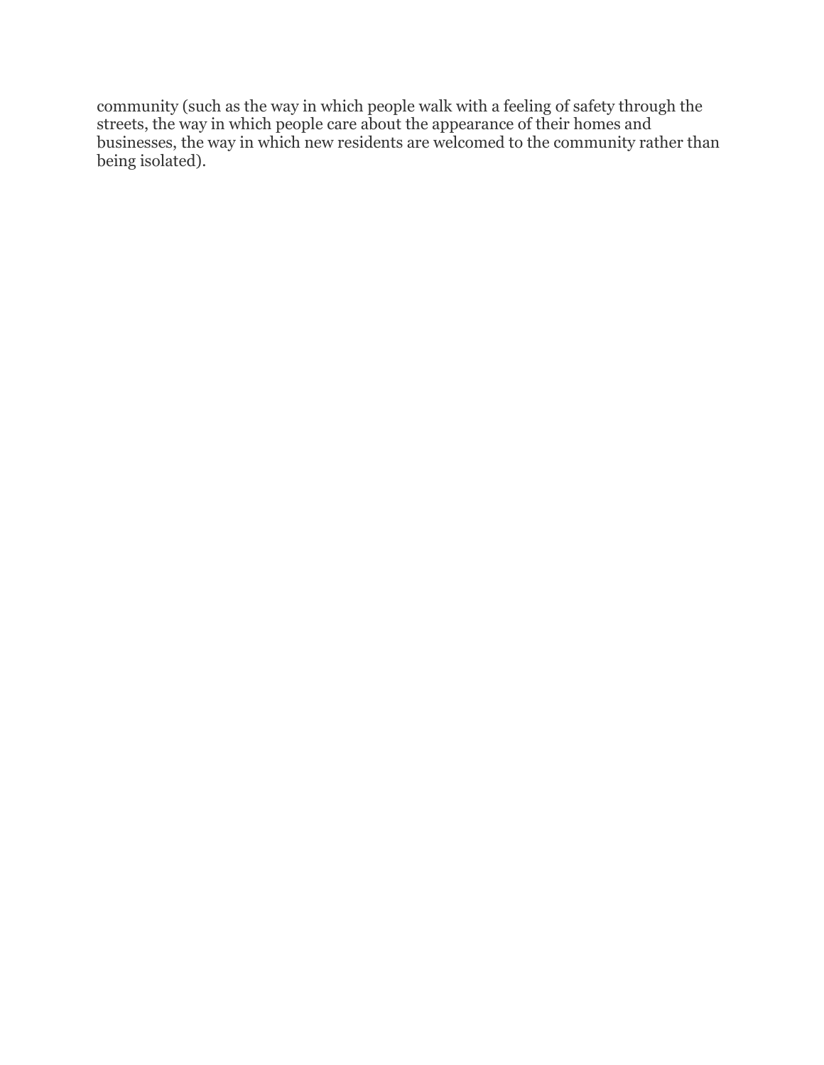community (such as the way in which people walk with a feeling of safety through the streets, the way in which people care about the appearance of their homes and businesses, the way in which new residents are welcomed to the community rather than being isolated).